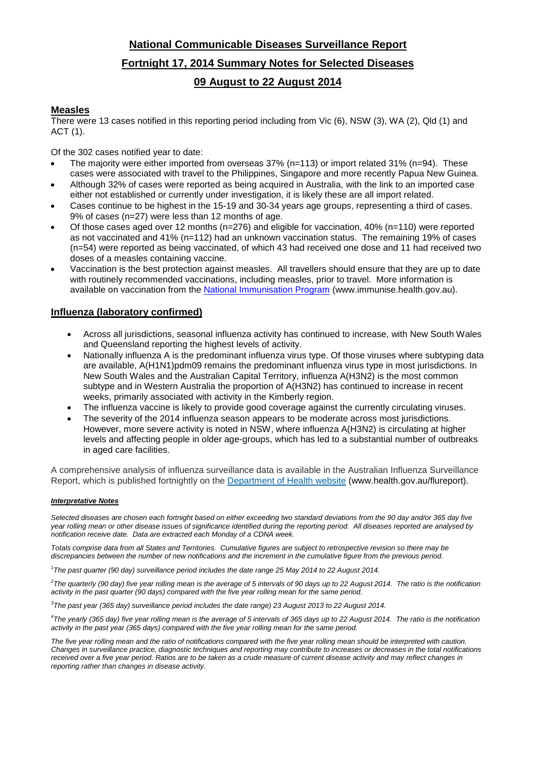# National Communicable Diseases Surveillance Report

## Fortnight 17, 2014 Summary Notes for Selected Diseases

## 09 August to 22 August 2014

### Measles

There were 13 cases notified in this reporting period including from Vic (6), NSW (3), WA (2), Qld (1) and ACT (1).

Of the 302 cases notified year to date:

- The majority were either imported from overseas 37% (n=113) or import related 31% (n=94). These cases were associated with travel to the Philippines, Singapore and more recently Papua New Guinea.
- Although 32% of cases were reported as being acquired in Australia, with the link to an imported case either not established or currently under investigation, it is likely these are all import related.
- Cases continue to be highest in the 15-19 and 30-34 years age groups, representing a third of cases. 9% of cases (n=27) were less than 12 months of age.
- Of those cases aged over 12 months (n=276) and eligible for vaccination, 40% (n=110) were reported as not vaccinated and 41% (n=112) had an unknown vaccination status. The remaining 19% of cases (n=54) were reported as being vaccinated, of which 43 had received one dose and 11 had received two doses of a measles containing vaccine.
- Vaccination is the best protection against measles. All travellers should ensure that they are up to date with routinely recommended vaccinations, including measles, prior to travel. More information is available on vaccination from the National Immunisation Program (www.immunise.health.gov.au).

### Influenza (laboratory confirmed)

- Across all jurisdictions, seasonal influenza activity has continued to increase, with New South Wales and Queensland reporting the highest levels of activity.
- Nationally influenza A is the predominant influenza virus type. Of those viruses where subtyping data are available, A(H1N1)pdm09 remains the predominant influenza virus type in most jurisdictions. In New South Wales and the Australian Capital Territory, influenza A(H3N2) is the most common subtype and in Western Australia the proportion of A(H3N2) has continued to increase in recent weeks, primarily associated with activity in the Kimberly region.
- The influenza vaccine is likely to provide good coverage against the currently circulating viruses.
- The severity of the 2014 influenza season appears to be moderate across most jurisdictions. However, more severe activity is noted in NSW, where influenza A(H3N2) is circulating at higher levels and affecting people in older age-groups, which has led to a substantial number of outbreaks in aged care facilities.

A comprehensive analysis of influenza surveillance data is available in the Australian Influenza Surveillance Report, which is published fortnightly on the Department of Health website (www.health.gov.au/flureport).

#### *Interpretative Notes*

*Selected diseases are chosen each fortnight based on either exceeding two standard deviations from the 90 day and/or 365 day five year rolling mean or other disease issues of significance identified during the reporting period. All diseases reported are analysed by notification receive date. Data are extracted each Monday of a CDNA week.*

*Totals comprise data from all States and Territories. Cumulative figures are subject to retrospective revision so there may be discrepancies between the number of new notifications and the increment in the cumulative figure from the previous period.*

*[1]The past quarter (90 day) surveillance period includes the date range 25 May 2014 to 22 August 2014.*

*[2]The quarterly (90 day) five year rolling mean is the average of 5 intervals of 90 days up to 22 August 2014. The ratio is the notification activity in the past quarter (90 days) compared with the five year rolling mean for the same period.*

*[3]The past year (365 day) surveillance period includes the date range) 23 August 2013 to 22 August 2014.*

*[4]The yearly (365 day) five year rolling mean is the average of 5 intervals of 365 days up to 22 August 2014. The ratio is the notification activity in the past year (365 days) compared with the five year rolling mean for the same period.*

*The five year rolling mean and the ratio of notifications compared with the five year rolling mean should be interpreted with caution. Changes in surveillance practice, diagnostic techniques and reporting may contribute to increases or decreases in the total notifications received over a five year period. Ratios are to be taken as a crude measure of current disease activity and may reflect changes in reporting rather than changes in disease activity.*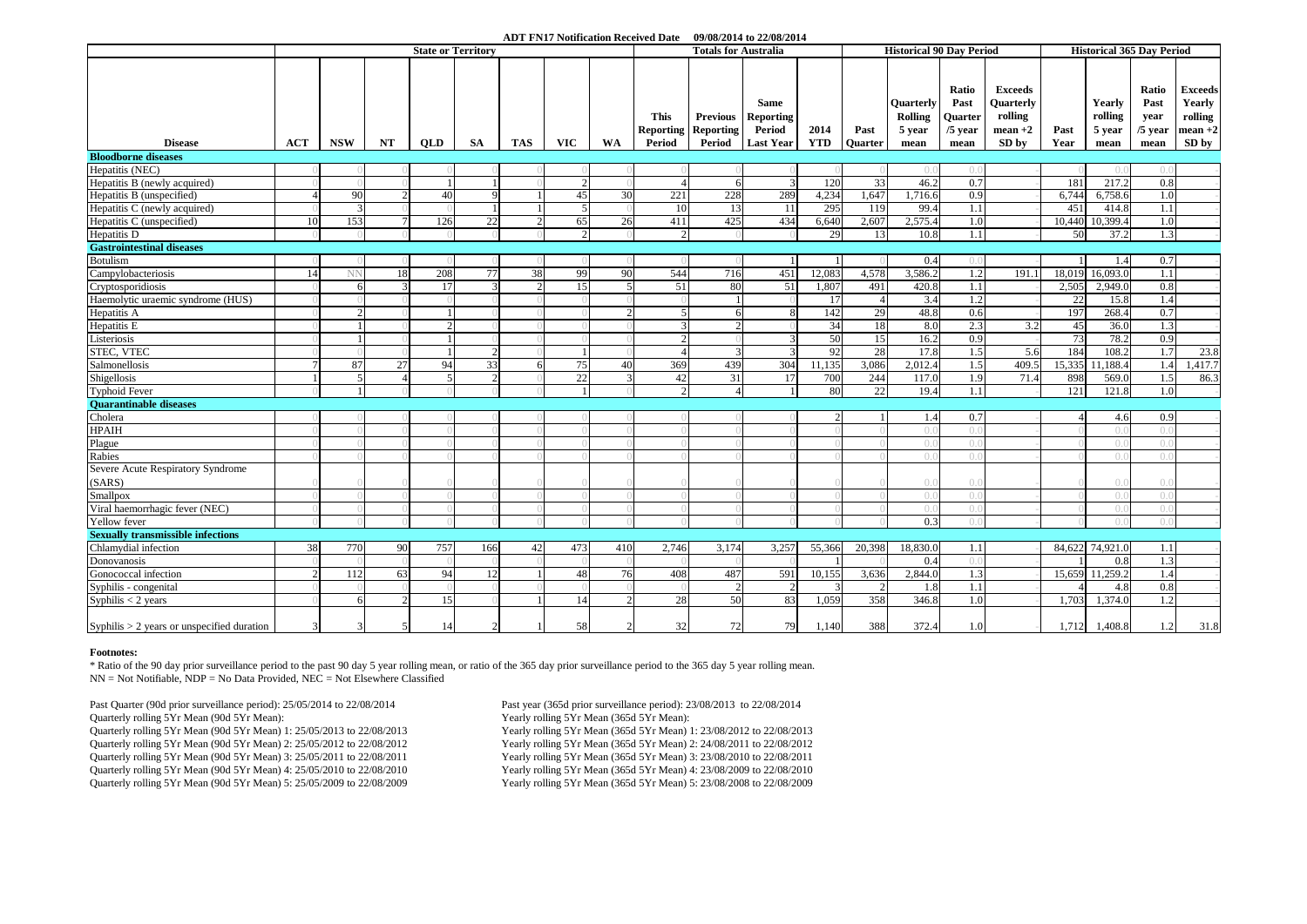**ADT FN17 Notification Received Date 09/08/2014 to 22/08/2014**

| Disease | State or Territory | | | | | | | | Totals for Australia | | | | Historical 90 Day Period | | | | Historical 365 Day Period | | | |
|---|---|---|---|---|---|---|---|---|---|---|---|---|---|---|---|---|---|---|---|---|
| | ACT | NSW | NT | QLD | SA | TAS | VIC | WA | This Reporting Period | Previous Reporting Period | Same Reporting Period Last Year | 2014 YTD | Past Quarter | Quarterly Rolling 5 year mean | Ratio Past Quarter /5 year mean | Exceeds Quarterly rolling mean +2 SD by | Past Year | Yearly rolling 5 year mean | Ratio Past year /5 year mean | Exceeds Yearly rolling mean +2 SD by |
| **Bloodborne diseases** | | | | | | | | | | | | | | | | | | | | |
| Hepatitis (NEC) | 0 | 0 | 0 | 0 | 0 | 0 | 0 | 0 | 0 | 0 | 0 | 0 | 0 | 0.0 | 0.0 | - | 0 | 0.0 | 0.0 | - |
| Hepatitis B (newly acquired) | 0 | 0 | 0 | 1 | 1 | 0 | 2 | 0 | 4 | 6 | 3 | 120 | 33 | 46.2 | 0.7 | - | 181 | 217.2 | 0.8 | - |
| Hepatitis B (unspecified) | 4 | 90 | 2 | 40 | 9 | 1 | 45 | 30 | 221 | 228 | 289 | 4,234 | 1,647 | 1,716.6 | 0.9 | - | 6,744 | 6,758.6 | 1.0 | - |
| Hepatitis C (newly acquired) | 0 | 3 | 0 | 0 | 1 | 1 | 5 | 0 | 10 | 13 | 11 | 295 | 119 | 99.4 | 1.1 | - | 451 | 414.8 | 1.1 | - |
| Hepatitis C (unspecified) | 10 | 153 | 7 | 126 | 22 | 2 | 65 | 26 | 411 | 425 | 434 | 6,640 | 2,607 | 2,575.4 | 1.0 | - | 10,440 | 10,399.4 | 1.0 | - |
| Hepatitis D | 0 | 0 | 0 | 0 | 0 | 0 | 2 | 0 | 2 | 0 | 0 | 29 | 13 | 10.8 | 1.1 | - | 50 | 37.2 | 1.3 | - |
| **Gastrointestinal diseases** | | | | | | | | | | | | | | | | | | | | |
| Botulism | 0 | 0 | 0 | 0 | 0 | 0 | 0 | 0 | 0 | 0 | 1 | 1 | 0 | 0.4 | 0.0 | - | 1 | 1.4 | 0.7 | - |
| Campylobacteriosis | 14 | NN | 18 | 208 | 77 | 38 | 99 | 90 | 544 | 716 | 451 | 12,083 | 4,578 | 3,586.2 | 1.2 | 191.1 | 18,019 | 16,093.0 | 1.1 | - |
| Cryptosporidiosis | 0 | 6 | 3 | 17 | 3 | 2 | 15 | 5 | 51 | 80 | 51 | 1,807 | 491 | 420.8 | 1.1 | - | 2,505 | 2,949.0 | 0.8 | - |
| Haemolytic uraemic syndrome (HUS) | 0 | 0 | 0 | 0 | 0 | 0 | 0 | 0 | 0 | 1 | 0 | 17 | 4 | 3.4 | 1.2 | - | 22 | 15.8 | 1.4 | - |
| Hepatitis A | 0 | 2 | 0 | 1 | 0 | 0 | 0 | 2 | 5 | 6 | 8 | 142 | 29 | 48.8 | 0.6 | - | 197 | 268.4 | 0.7 | - |
| Hepatitis E | 0 | 1 | 0 | 2 | 0 | 0 | 0 | 0 | 3 | 2 | 0 | 34 | 18 | 8.0 | 2.3 | 3.2 | 45 | 36.0 | 1.3 | - |
| Listeriosis | 0 | 1 | 0 | 1 | 0 | 0 | 0 | 0 | 2 | 0 | 3 | 50 | 15 | 16.2 | 0.9 | - | 73 | 78.2 | 0.9 | - |
| STEC, VTEC | 0 | 0 | 0 | 1 | 2 | 0 | 1 | 0 | 4 | 3 | 3 | 92 | 28 | 17.8 | 1.5 | 5.6 | 184 | 108.2 | 1.7 | 23.8 |
| Salmonellosis | 7 | 87 | 27 | 94 | 33 | 6 | 75 | 40 | 369 | 439 | 304 | 11,135 | 3,086 | 2,012.4 | 1.5 | 409.5 | 15,335 | 11,188.4 | 1.4 | 1,417.7 |
| Shigellosis | 1 | 5 | 4 | 5 | 2 | 0 | 22 | 3 | 42 | 31 | 17 | 700 | 244 | 117.0 | 1.9 | 71.4 | 898 | 569.0 | 1.5 | 86.3 |
| Typhoid Fever | 0 | 1 | 0 | 0 | 0 | 0 | 1 | 0 | 2 | 4 | 1 | 80 | 22 | 19.4 | 1.1 | - | 121 | 121.8 | 1.0 | - |
| **Quarantinable diseases** | | | | | | | | | | | | | | | | | | | | |
| Cholera | 0 | 0 | 0 | 0 | 0 | 0 | 0 | 0 | 0 | 0 | 0 | 2 | 1 | 1.4 | 0.7 | - | 4 | 4.6 | 0.9 | - |
| HPAIH | 0 | 0 | 0 | 0 | 0 | 0 | 0 | 0 | 0 | 0 | 0 | 0 | 0 | 0.0 | 0.0 | - | 0 | 0.0 | 0.0 | - |
| Plague | 0 | 0 | 0 | 0 | 0 | 0 | 0 | 0 | 0 | 0 | 0 | 0 | 0 | 0.0 | 0.0 | - | 0 | 0.0 | 0.0 | - |
| Rabies | 0 | 0 | 0 | 0 | 0 | 0 | 0 | 0 | 0 | 0 | 0 | 0 | 0 | 0.0 | 0.0 | - | 0 | 0.0 | 0.0 | - |
| Severe Acute Respiratory Syndrome (SARS) | 0 | 0 | 0 | 0 | 0 | 0 | 0 | 0 | 0 | 0 | 0 | 0 | 0 | 0.0 | 0.0 | - | 0 | 0.0 | 0.0 | - |
| Smallpox | 0 | 0 | 0 | 0 | 0 | 0 | 0 | 0 | 0 | 0 | 0 | 0 | 0 | 0.0 | 0.0 | - | 0 | 0.0 | 0.0 | - |
| Viral haemorrhagic fever (NEC) | 0 | 0 | 0 | 0 | 0 | 0 | 0 | 0 | 0 | 0 | 0 | 0 | 0 | 0.0 | 0.0 | - | 0 | 0.0 | 0.0 | - |
| Yellow fever | 0 | 0 | 0 | 0 | 0 | 0 | 0 | 0 | 0 | 0 | 0 | 0 | 0 | 0.3 | 0.0 | - | 0 | 0.0 | 0.0 | - |
| **Sexually transmissible infections** | | | | | | | | | | | | | | | | | | | | |
| Chlamydial infection | 38 | 770 | 90 | 757 | 166 | 42 | 473 | 410 | 2,746 | 3,174 | 3,257 | 55,366 | 20,398 | 18,830.0 | 1.1 | - | 84,622 | 74,921.0 | 1.1 | - |
| Donovanosis | 0 | 0 | 0 | 0 | 0 | 0 | 0 | 0 | 0 | 0 | 0 | 1 | 0 | 0.4 | 0.0 | - | 1 | 0.8 | 1.3 | - |
| Gonococcal infection | 2 | 112 | 63 | 94 | 12 | 1 | 48 | 76 | 408 | 487 | 591 | 10,155 | 3,636 | 2,844.0 | 1.3 | - | 15,659 | 11,259.2 | 1.4 | - |
| Syphilis - congenital | 0 | 0 | 0 | 0 | 0 | 0 | 0 | 0 | 0 | 2 | 2 | 3 | 2 | 1.8 | 1.1 | - | 4 | 4.8 | 0.8 | - |
| Syphilis < 2 years | 0 | 6 | 2 | 15 | 0 | 1 | 14 | 2 | 28 | 50 | 83 | 1,059 | 358 | 346.8 | 1.0 | - | 1,703 | 1,374.0 | 1.2 | - |
| Syphilis > 2 years or unspecified duration | 3 | 3 | 5 | 14 | 2 | 1 | 58 | 2 | 32 | 72 | 79 | 1,140 | 388 | 372.4 | 1.0 | - | 1,712 | 1,408.8 | 1.2 | 31.8 |

**Footnotes:**

* Ratio of the 90 day prior surveillance period to the past 90 day 5 year rolling mean, or ratio of the 365 day prior surveillance period to the 365 day 5 year rolling mean.
NN = Not Notifiable, NDP = No Data Provided, NEC = Not Elsewhere Classified

Past Quarter (90d prior surveillance period): 25/05/2014 to 22/08/2014
Quarterly rolling 5Yr Mean (90d 5Yr Mean):
Quarterly rolling 5Yr Mean (90d 5Yr Mean) 1: 25/05/2013 to 22/08/2013
Quarterly rolling 5Yr Mean (90d 5Yr Mean) 2: 25/05/2012 to 22/08/2012
Quarterly rolling 5Yr Mean (90d 5Yr Mean) 3: 25/05/2011 to 22/08/2011
Quarterly rolling 5Yr Mean (90d 5Yr Mean) 4: 25/05/2010 to 22/08/2010
Quarterly rolling 5Yr Mean (90d 5Yr Mean) 5: 25/05/2009 to 22/08/2009

Past year (365d prior surveillance period): 23/08/2013 to 22/08/2014
Yearly rolling 5Yr Mean (365d 5Yr Mean):
Yearly rolling 5Yr Mean (365d 5Yr Mean) 1: 23/08/2012 to 22/08/2013
Yearly rolling 5Yr Mean (365d 5Yr Mean) 2: 24/08/2011 to 22/08/2012
Yearly rolling 5Yr Mean (365d 5Yr Mean) 3: 23/08/2010 to 22/08/2011
Yearly rolling 5Yr Mean (365d 5Yr Mean) 4: 23/08/2009 to 22/08/2010
Yearly rolling 5Yr Mean (365d 5Yr Mean) 5: 23/08/2008 to 22/08/2009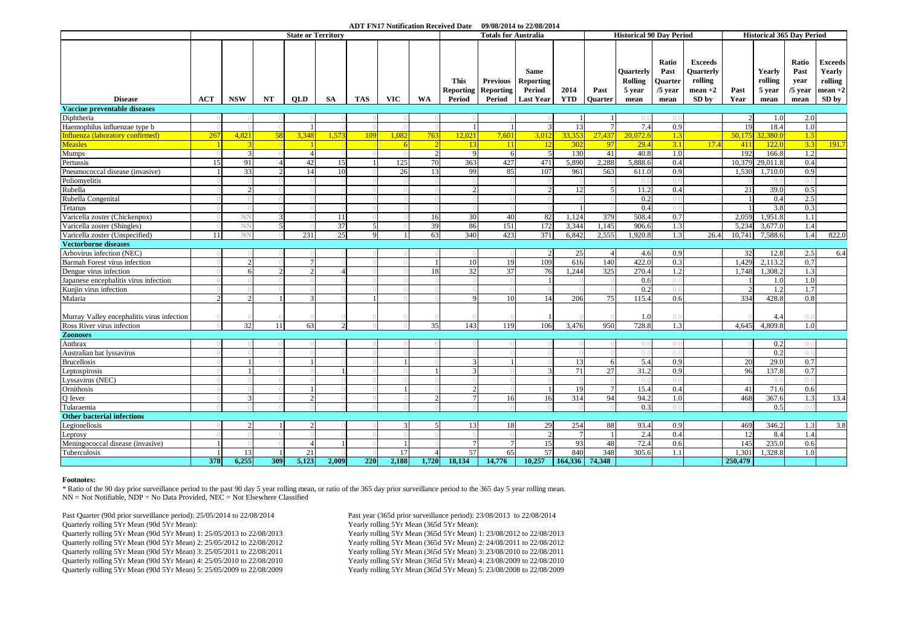**ADT FN17 Notification Received Date 09/08/2014 to 22/08/2014**

| | State or Territory | | | | | | | | Totals for Australia | | | | Historical 90 Day Period | | | | Historical 365 Day Period | | | |
|---|---|---|---|---|---|---|---|---|---|---|---|---|---|---|---|---|---|---|---|---|
| **Disease** | **ACT** | **NSW** | **NT** | **QLD** | **SA** | **TAS** | **VIC** | **WA** | **This Reporting Period** | **Previous Reporting Period** | **Same Reporting Period Last Year** | **2014 YTD** | **Past Quarter** | **Quarterly Rolling 5 year mean** | **Ratio Past Quarter /5 year mean** | **Exceeds Quarterly rolling mean +2 SD by** | **Past Year** | **Yearly rolling 5 year mean** | **Ratio Past year /5 year mean** | **Exceeds Yearly rolling mean +2 SD by** |
| **Vaccine preventable diseases** | | | | | | | | | | | | | | | | | | | | |
| Diphtheria | 0 | 0 | 0 | 0 | 0 | 0 | 0 | 0 | 0 | 0 | 0 | 1 | 1 | 0.0 | 0.0 | - | 2 | 1.0 | 2.0 | - |
| Haemophilus influenzae type b | 0 | 0 | 0 | 1 | 0 | 0 | 0 | 0 | 1 | 1 | 3 | 13 | 7 | 7.4 | 0.9 | - | 19 | 18.4 | 1.0 | - |
| Influenza (laboratory confirmed) | 267 | 4,821 | 58 | 3,348 | 1,573 | 109 | 1,082 | 763 | 12,021 | 7,601 | 3,012 | 33,353 | 27,437 | 20,072.6 | 1.3 | | 50,175 | 32,380.0 | 1.5 | |
| Measles | 1 | 3 | 0 | 1 | 0 | 0 | 6 | 2 | 13 | 11 | 12 | 302 | 97 | 29.4 | 3.1 | 17.4 | 411 | 122.0 | 3.3 | 191.7 |
| Mumps | 0 | 3 | 0 | 4 | 0 | 0 | 0 | 2 | 9 | 6 | 5 | 130 | 41 | 40.8 | 1.0 | - | 192 | 166.8 | 1.2 | - |
| Pertussis | 15 | 91 | 4 | 42 | 15 | 1 | 125 | 70 | 363 | 427 | 471 | 5,890 | 2,288 | 5,888.6 | 0.4 | - | 10,379 | 29,011.8 | 0.4 | - |
| Pneumococcal disease (invasive) | 1 | 33 | 2 | 14 | 10 | 0 | 26 | 13 | 99 | 85 | 107 | 961 | 563 | 611.0 | 0.9 | - | 1,530 | 1,710.0 | 0.9 | - |
| Poliomyelitis | 0 | 0 | 0 | 0 | 0 | 0 | 0 | 0 | 0 | 0 | 0 | 0 | 0 | 0.0 | 0.0 | - | 0 | 0.0 | 0.0 | - |
| Rubella | 0 | 2 | 0 | 0 | 0 | 0 | 0 | 0 | 2 | 0 | 2 | 12 | 5 | 11.2 | 0.4 | - | 21 | 39.0 | 0.5 | - |
| Rubella Congenital | 0 | 0 | 0 | 0 | 0 | 0 | 0 | 0 | 0 | 0 | 0 | 0 | 0 | 0.2 | 0.0 | - | 1 | 0.4 | 2.5 | - |
| Tetanus | 0 | 0 | 0 | 0 | 0 | 0 | 0 | 0 | 0 | 0 | 0 | 1 | 0 | 0.4 | 0.0 | - | 1 | 3.8 | 0.3 | - |
| Varicella zoster (Chickenpox) | 0 | NN | 3 | 0 | 11 | 0 | 0 | 16 | 30 | 40 | 82 | 1,124 | 379 | 508.4 | 0.7 | - | 2,059 | 1,951.8 | 1.1 | - |
| Varicella zoster (Shingles) | 0 | NN | 5 | 0 | 37 | 5 | 0 | 39 | 86 | 151 | 172 | 3,344 | 1,145 | 906.6 | 1.3 | - | 5,234 | 3,677.0 | 1.4 | - |
| Varicella zoster (Unspecified) | 11 | NN | 0 | 231 | 25 | 9 | 1 | 63 | 340 | 423 | 371 | 6,842 | 2,555 | 1,920.8 | 1.3 | 26.4 | 10,741 | 7,588.6 | 1.4 | 822.0 |
| **Vectorborne diseases** | | | | | | | | | | | | | | | | | | | | |
| Arbovirus infection (NEC) | 0 | 0 | 0 | 0 | 0 | 0 | 0 | 0 | 0 | 0 | 2 | 25 | 4 | 4.6 | 0.9 | - | 32 | 12.8 | 2.5 | 6.4 |
| Barmah Forest virus infection | 0 | 2 | 0 | 7 | 0 | 0 | 0 | 1 | 10 | 19 | 109 | 616 | 140 | 422.0 | 0.3 | - | 1,429 | 2,113.2 | 0.7 | - |
| Dengue virus infection | 0 | 6 | 2 | 2 | 4 | 0 | 0 | 18 | 32 | 37 | 76 | 1,244 | 325 | 270.4 | 1.2 | - | 1,748 | 1,308.2 | 1.3 | - |
| Japanese encephalitis virus infection | 0 | 0 | 0 | 0 | 0 | 0 | 0 | 0 | 0 | 0 | 1 | 0 | 0 | 0.6 | 0.0 | - | 1 | 1.0 | 1.0 | - |
| Kunjin virus infection | 0 | 0 | 0 | 0 | 0 | 0 | 0 | 0 | 0 | 0 | 0 | 0 | 0 | 0.2 | 0.0 | - | 2 | 1.2 | 1.7 | - |
| Malaria | 2 | 2 | 1 | 3 | 0 | 1 | 0 | 0 | 9 | 10 | 14 | 206 | 75 | 115.4 | 0.6 | - | 334 | 428.8 | 0.8 | - |
| Murray Valley encephalitis virus infection | 0 | 0 | 0 | 0 | 0 | 0 | 0 | 0 | 0 | 0 | 1 | 0 | 0 | 1.0 | 0.0 | - | 0 | 4.4 | 0.0 | - |
| Ross River virus infection | 0 | 32 | 11 | 63 | 2 | 0 | 0 | 35 | 143 | 119 | 106 | 3,476 | 950 | 728.8 | 1.3 | - | 4,645 | 4,809.8 | 1.0 | - |
| **Zoonoses** | | | | | | | | | | | | | | | | | | | | |
| Anthrax | 0 | 0 | 0 | 0 | 0 | 0 | 0 | 0 | 0 | 0 | 0 | 0 | 0 | 0.0 | 0.0 | - | 0 | 0.2 | 0.0 | - |
| Australian bat lyssavirus | 0 | 0 | 0 | 0 | 0 | 0 | 0 | 0 | 0 | 0 | 0 | 0 | 0 | 0.0 | 0.0 | - | 0 | 0.2 | 0.0 | - |
| Brucellosis | 0 | 1 | 0 | 1 | 0 | 0 | 1 | 0 | 3 | 1 | 0 | 13 | 6 | 5.4 | 0.9 | - | 20 | 29.0 | 0.7 | - |
| Leptospirosis | 0 | 1 | 0 | 0 | 1 | 0 | 0 | 1 | 3 | 0 | 3 | 71 | 27 | 31.2 | 0.9 | - | 96 | 137.8 | 0.7 | - |
| Lyssavirus (NEC) | 0 | 0 | 0 | 0 | 0 | 0 | 0 | 0 | 0 | 0 | 0 | 0 | 0 | 0.0 | 0.0 | - | 0 | 0.0 | 0.0 | - |
| Ornithosis | 0 | 0 | 0 | 1 | 0 | 0 | 1 | 0 | 2 | 0 | 1 | 19 | 7 | 15.4 | 0.4 | - | 41 | 71.6 | 0.6 | - |
| Q fever | 0 | 3 | 0 | 2 | 0 | 0 | 0 | 2 | 7 | 16 | 16 | 314 | 94 | 94.2 | 1.0 | - | 468 | 367.6 | 1.3 | 13.4 |
| Tularaemia | 0 | 0 | 0 | 0 | 0 | 0 | 0 | 0 | 0 | 0 | 0 | 0 | 0 | 0.3 | 0.0 | - | 0 | 0.5 | 0.0 | - |
| **Other bacterial infections** | | | | | | | | | | | | | | | | | | | | |
| Legionellosis | 0 | 2 | 1 | 2 | 0 | 0 | 3 | 5 | 13 | 18 | 29 | 254 | 88 | 93.4 | 0.9 | - | 469 | 346.2 | 1.3 | 3.8 |
| Leprosy | 0 | 0 | 0 | 0 | 0 | 0 | 0 | 0 | 0 | 0 | 2 | 7 | 1 | 2.4 | 0.4 | - | 12 | 8.4 | 1.4 | - |
| Meningococcal disease (invasive) | 1 | 0 | 0 | 4 | 1 | 0 | 1 | 0 | 7 | 7 | 15 | 93 | 48 | 72.4 | 0.6 | - | 145 | 235.0 | 0.6 | - |
| Tuberculosis | 1 | 13 | 1 | 21 | 0 | 0 | 17 | 4 | 57 | 65 | 57 | 840 | 348 | 305.6 | 1.1 | - | 1,301 | 1,328.8 | 1.0 | - |
| | **378** | **6,255** | **309** | **5,123** | **2,009** | **220** | **2,188** | **1,720** | **18,134** | **14,776** | **10,257** | **164,336** | **74,348** | | | | **250,479** | | | |

**Footnotes:**

* Ratio of the 90 day prior surveillance period to the past 90 day 5 year rolling mean, or ratio of the 365 day prior surveillance period to the 365 day 5 year rolling mean.
NN = Not Notifiable, NDP = No Data Provided, NEC = Not Elsewhere Classified

Past Quarter (90d prior surveillance period): 25/05/2014 to 22/08/2014
Quarterly rolling 5Yr Mean (90d 5Yr Mean):
Quarterly rolling 5Yr Mean (90d 5Yr Mean) 1: 25/05/2013 to 22/08/2013
Quarterly rolling 5Yr Mean (90d 5Yr Mean) 2: 25/05/2012 to 22/08/2012
Quarterly rolling 5Yr Mean (90d 5Yr Mean) 3: 25/05/2011 to 22/08/2011
Quarterly rolling 5Yr Mean (90d 5Yr Mean) 4: 25/05/2010 to 22/08/2010
Quarterly rolling 5Yr Mean (90d 5Yr Mean) 5: 25/05/2009 to 22/08/2009

Past year (365d prior surveillance period): 23/08/2013 to 22/08/2014
Yearly rolling 5Yr Mean (365d 5Yr Mean):
Yearly rolling 5Yr Mean (365d 5Yr Mean) 1: 23/08/2012 to 22/08/2013
Yearly rolling 5Yr Mean (365d 5Yr Mean) 2: 24/08/2011 to 22/08/2012
Yearly rolling 5Yr Mean (365d 5Yr Mean) 3: 23/08/2010 to 22/08/2011
Yearly rolling 5Yr Mean (365d 5Yr Mean) 4: 23/08/2009 to 22/08/2010
Yearly rolling 5Yr Mean (365d 5Yr Mean) 5: 23/08/2008 to 22/08/2009